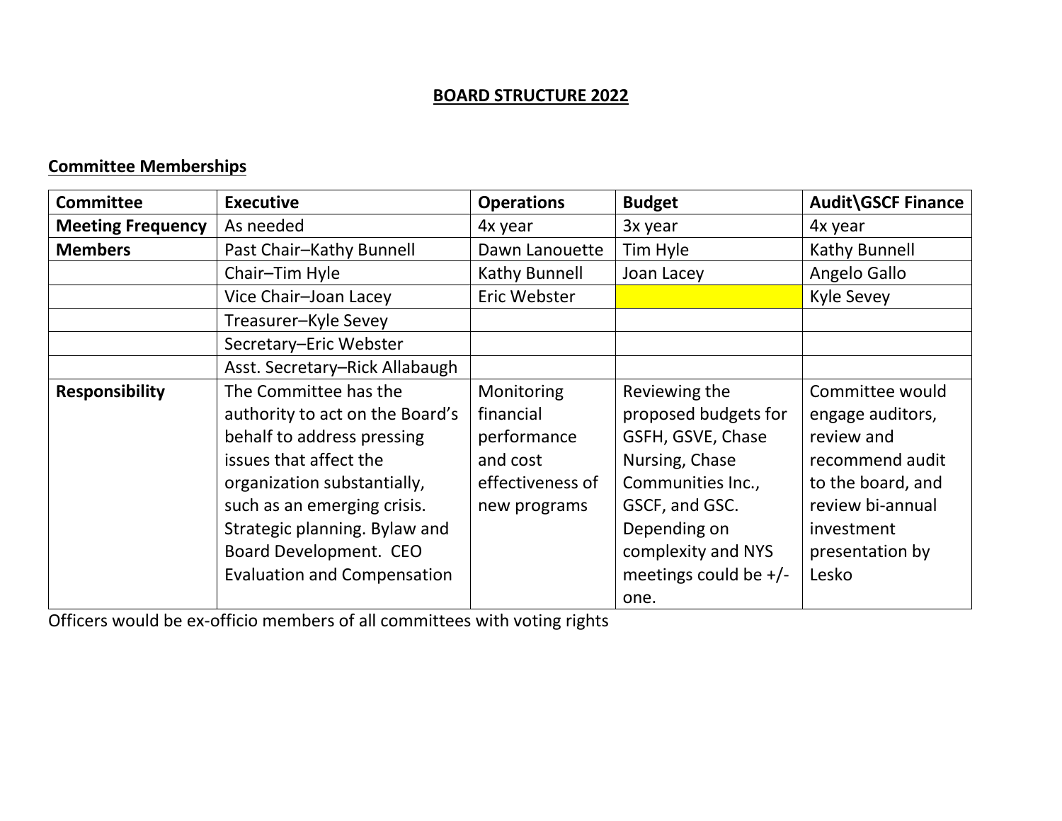# BOARD STRUCTURE 2022

## Committee Memberships

| **Committee** | **Executive** | **Operations** | **Budget** | **Audit\GSCF Finance** |
|---|---|---|---|---|
| **Meeting Frequency** | As needed | 4x year | 3x year | 4x year |
| **Members** | Past Chair–Kathy Bunnell | Dawn Lanouette | Tim Hyle | Kathy Bunnell |
| | Chair–Tim Hyle | Kathy Bunnell | Joan Lacey | Angelo Gallo |
| | Vice Chair–Joan Lacey | Eric Webster | | Kyle Sevey |
| | Treasurer–Kyle Sevey | | | |
| | Secretary–Eric Webster | | | |
| | Asst. Secretary–Rick Allabaugh | | | |
| **Responsibility** | The Committee has the authority to act on the Board's behalf to address pressing issues that affect the organization substantially, such as an emerging crisis. Strategic planning. Bylaw and Board Development. CEO Evaluation and Compensation | Monitoring financial performance and cost effectiveness of new programs | Reviewing the proposed budgets for GSFH, GSVE, Chase Nursing, Chase Communities Inc., GSCF, and GSC. Depending on complexity and NYS meetings could be +/- one. | Committee would engage auditors, review and recommend audit to the board, and review bi-annual investment presentation by Lesko |

Officers would be ex-officio members of all committees with voting rights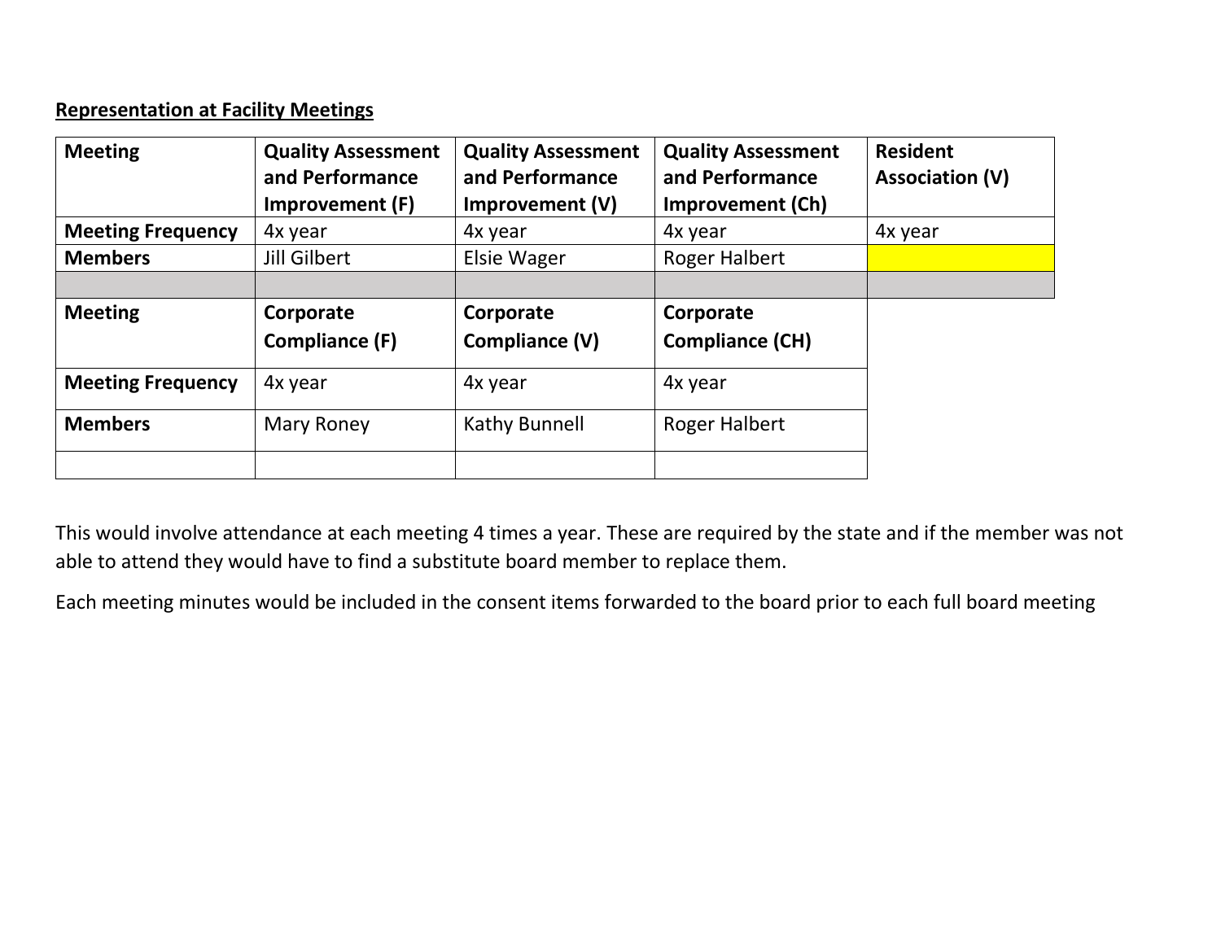**Representation at Facility Meetings**

| Meeting | Quality Assessment and Performance Improvement (F) | Quality Assessment and Performance Improvement (V) | Quality Assessment and Performance Improvement (Ch) | Resident Association (V) |
|---|---|---|---|---|
| Meeting Frequency | 4x year | 4x year | 4x year | 4x year |
| Members | Jill Gilbert | Elsie Wager | Roger Halbert | |
| | | | | |
| **Meeting** | **Corporate Compliance (F)** | **Corporate Compliance (V)** | **Corporate Compliance (CH)** | |
| **Meeting Frequency** | 4x year | 4x year | 4x year | |
| **Members** | Mary Roney | Kathy Bunnell | Roger Halbert | |
| | | | | |

This would involve attendance at each meeting 4 times a year. These are required by the state and if the member was not able to attend they would have to find a substitute board member to replace them.

Each meeting minutes would be included in the consent items forwarded to the board prior to each full board meeting